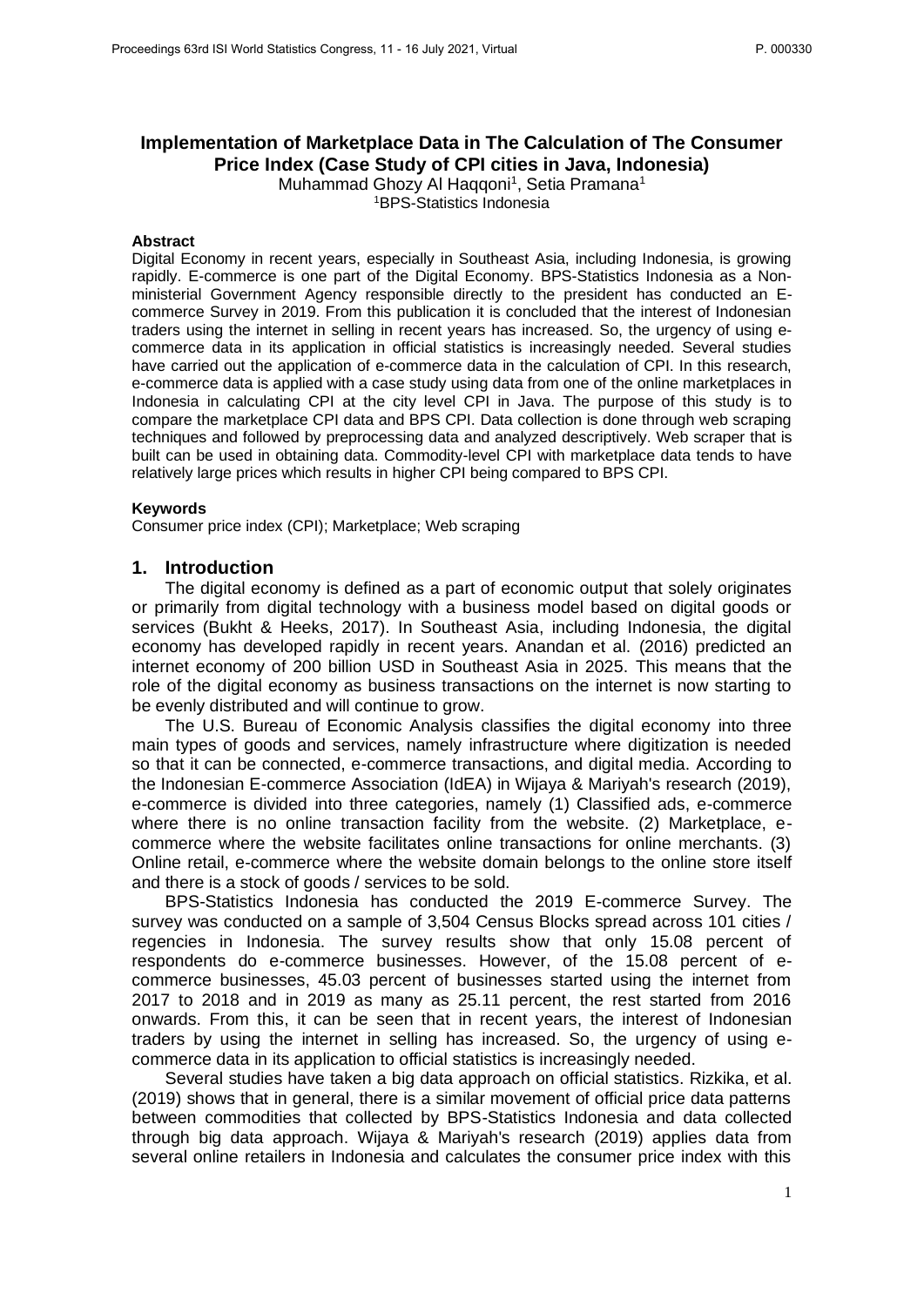# Implementation of Marketplace Data in The Calculation of The Consumer Price Index (Case Study of CPI cities in Java, Indonesia)

Muhammad Ghozy Al Haqqoni[1], Setia Pramana[1]

[1]BPS-Statistics Indonesia

### Abstract

Digital Economy in recent years, especially in Southeast Asia, including Indonesia, is growing rapidly. E-commerce is one part of the Digital Economy. BPS-Statistics Indonesia as a Non-ministerial Government Agency responsible directly to the president has conducted an E-commerce Survey in 2019. From this publication it is concluded that the interest of Indonesian traders using the internet in selling in recent years has increased. So, the urgency of using e-commerce data in its application in official statistics is increasingly needed. Several studies have carried out the application of e-commerce data in the calculation of CPI. In this research, e-commerce data is applied with a case study using data from one of the online marketplaces in Indonesia in calculating CPI at the city level CPI in Java. The purpose of this study is to compare the marketplace CPI data and BPS CPI. Data collection is done through web scraping techniques and followed by preprocessing data and analyzed descriptively. Web scraper that is built can be used in obtaining data. Commodity-level CPI with marketplace data tends to have relatively large prices which results in higher CPI being compared to BPS CPI.

### Keywords

Consumer price index (CPI); Marketplace; Web scraping

## 1. Introduction

The digital economy is defined as a part of economic output that solely originates or primarily from digital technology with a business model based on digital goods or services (Bukht & Heeks, 2017). In Southeast Asia, including Indonesia, the digital economy has developed rapidly in recent years. Anandan et al. (2016) predicted an internet economy of 200 billion USD in Southeast Asia in 2025. This means that the role of the digital economy as business transactions on the internet is now starting to be evenly distributed and will continue to grow.

The U.S. Bureau of Economic Analysis classifies the digital economy into three main types of goods and services, namely infrastructure where digitization is needed so that it can be connected, e-commerce transactions, and digital media. According to the Indonesian E-commerce Association (IdEA) in Wijaya & Mariyah's research (2019), e-commerce is divided into three categories, namely (1) Classified ads, e-commerce where there is no online transaction facility from the website. (2) Marketplace, e-commerce where the website facilitates online transactions for online merchants. (3) Online retail, e-commerce where the website domain belongs to the online store itself and there is a stock of goods / services to be sold.

BPS-Statistics Indonesia has conducted the 2019 E-commerce Survey. The survey was conducted on a sample of 3,504 Census Blocks spread across 101 cities / regencies in Indonesia. The survey results show that only 15.08 percent of respondents do e-commerce businesses. However, of the 15.08 percent of e-commerce businesses, 45.03 percent of businesses started using the internet from 2017 to 2018 and in 2019 as many as 25.11 percent, the rest started from 2016 onwards. From this, it can be seen that in recent years, the interest of Indonesian traders by using the internet in selling has increased. So, the urgency of using e-commerce data in its application to official statistics is increasingly needed.

Several studies have taken a big data approach on official statistics. Rizkika, et al. (2019) shows that in general, there is a similar movement of official price data patterns between commodities that collected by BPS-Statistics Indonesia and data collected through big data approach. Wijaya & Mariyah's research (2019) applies data from several online retailers in Indonesia and calculates the consumer price index with this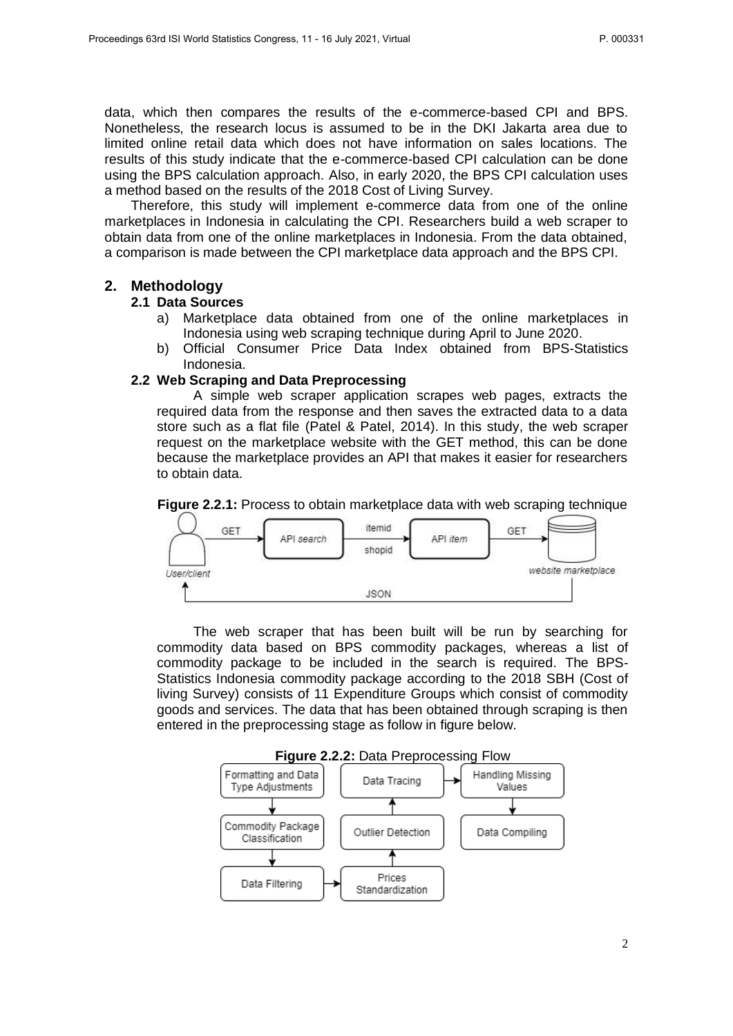data, which then compares the results of the e-commerce-based CPI and BPS. Nonetheless, the research locus is assumed to be in the DKI Jakarta area due to limited online retail data which does not have information on sales locations. The results of this study indicate that the e-commerce-based CPI calculation can be done using the BPS calculation approach. Also, in early 2020, the BPS CPI calculation uses a method based on the results of the 2018 Cost of Living Survey.

Therefore, this study will implement e-commerce data from one of the online marketplaces in Indonesia in calculating the CPI. Researchers build a web scraper to obtain data from one of the online marketplaces in Indonesia. From the data obtained, a comparison is made between the CPI marketplace data approach and the BPS CPI.

## 2. Methodology

### 2.1 Data Sources

a) Marketplace data obtained from one of the online marketplaces in Indonesia using web scraping technique during April to June 2020.

b) Official Consumer Price Data Index obtained from BPS-Statistics Indonesia.

### 2.2 Web Scraping and Data Preprocessing

A simple web scraper application scrapes web pages, extracts the required data from the response and then saves the extracted data to a data store such as a flat file (Patel & Patel, 2014). In this study, the web scraper request on the marketplace website with the GET method, this can be done because the marketplace provides an API that makes it easier for researchers to obtain data.

**Figure 2.2.1:** Process to obtain marketplace data with web scraping technique

User/client → GET → API *search* → itemid, shopid → API *item* → GET → website marketplace → JSON → User/client

The web scraper that has been built will be run by searching for commodity data based on BPS commodity packages, whereas a list of commodity package to be included in the search is required. The BPS-Statistics Indonesia commodity package according to the 2018 SBH (Cost of living Survey) consists of 11 Expenditure Groups which consist of commodity goods and services. The data that has been obtained through scraping is then entered in the preprocessing stage as follow in figure below.

**Figure 2.2.2:** Data Preprocessing Flow

Formatting and Data Type Adjustments → Commodity Package Classification → Data Filtering → Prices Standardization → Outlier Detection → Data Tracing → Handling Missing Values → Data Compiling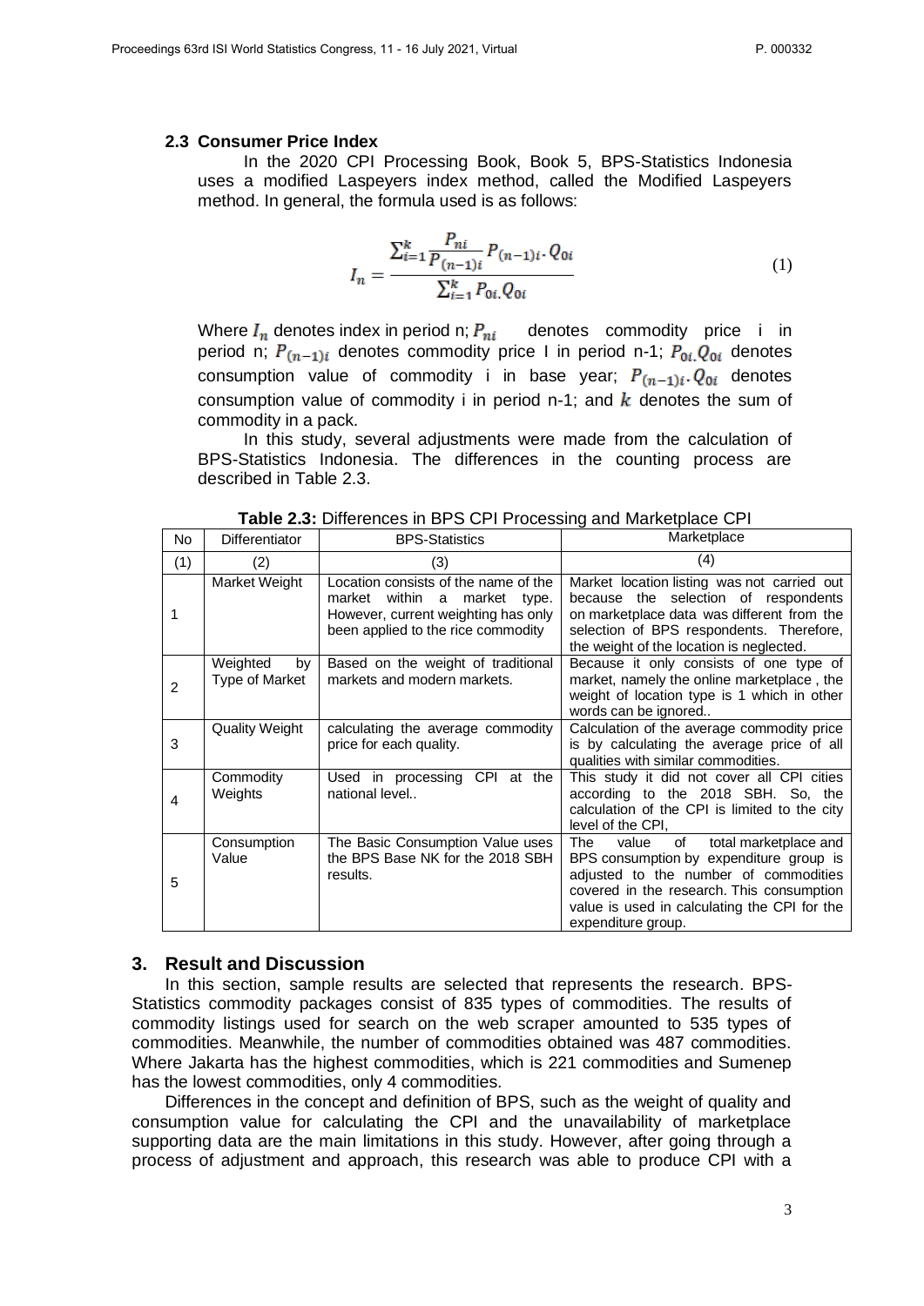### 2.3 Consumer Price Index

In the 2020 CPI Processing Book, Book 5, BPS-Statistics Indonesia uses a modified Laspeyers index method, called the Modified Laspeyers method. In general, the formula used is as follows:

$$I_n = \frac{\sum_{i=1}^{k} \frac{P_{ni}}{P_{(n-1)i}} P_{(n-1)i} \cdot Q_{0i}}{\sum_{i=1}^{k} P_{0i} \cdot Q_{0i}} \tag{1}$$

Where $I_n$ denotes index in period n; $P_{ni}$ denotes commodity price i in period n; $P_{(n-1)i}$ denotes commodity price I in period n-1; $P_{0i}.Q_{0i}$ denotes consumption value of commodity i in base year; $P_{(n-1)i} \cdot Q_{0i}$ denotes consumption value of commodity i in period n-1; and $k$ denotes the sum of commodity in a pack.

In this study, several adjustments were made from the calculation of BPS-Statistics Indonesia. The differences in the counting process are described in Table 2.3.

**Table 2.3:** Differences in BPS CPI Processing and Marketplace CPI

| No | Differentiator | BPS-Statistics | Marketplace |
|---|---|---|---|
| (1) | (2) | (3) | (4) |
| 1 | Market Weight | Location consists of the name of the market within a market type. However, current weighting has only been applied to the rice commodity | Market location listing was not carried out because the selection of respondents on marketplace data was different from the selection of BPS respondents. Therefore, the weight of the location is neglected. |
| 2 | Weighted by Type of Market | Based on the weight of traditional markets and modern markets. | Because it only consists of one type of market, namely the online marketplace , the weight of location type is 1 which in other words can be ignored.. |
| 3 | Quality Weight | calculating the average commodity price for each quality. | Calculation of the average commodity price is by calculating the average price of all qualities with similar commodities. |
| 4 | Commodity Weights | Used in processing CPI at the national level.. | This study it did not cover all CPI cities according to the 2018 SBH. So, the calculation of the CPI is limited to the city level of the CPI, |
| 5 | Consumption Value | The Basic Consumption Value uses the BPS Base NK for the 2018 SBH results. | The value of total marketplace and BPS consumption by expenditure group is adjusted to the number of commodities covered in the research. This consumption value is used in calculating the CPI for the expenditure group. |

## 3. Result and Discussion

In this section, sample results are selected that represents the research. BPS-Statistics commodity packages consist of 835 types of commodities. The results of commodity listings used for search on the web scraper amounted to 535 types of commodities. Meanwhile, the number of commodities obtained was 487 commodities. Where Jakarta has the highest commodities, which is 221 commodities and Sumenep has the lowest commodities, only 4 commodities.

Differences in the concept and definition of BPS, such as the weight of quality and consumption value for calculating the CPI and the unavailability of marketplace supporting data are the main limitations in this study. However, after going through a process of adjustment and approach, this research was able to produce CPI with a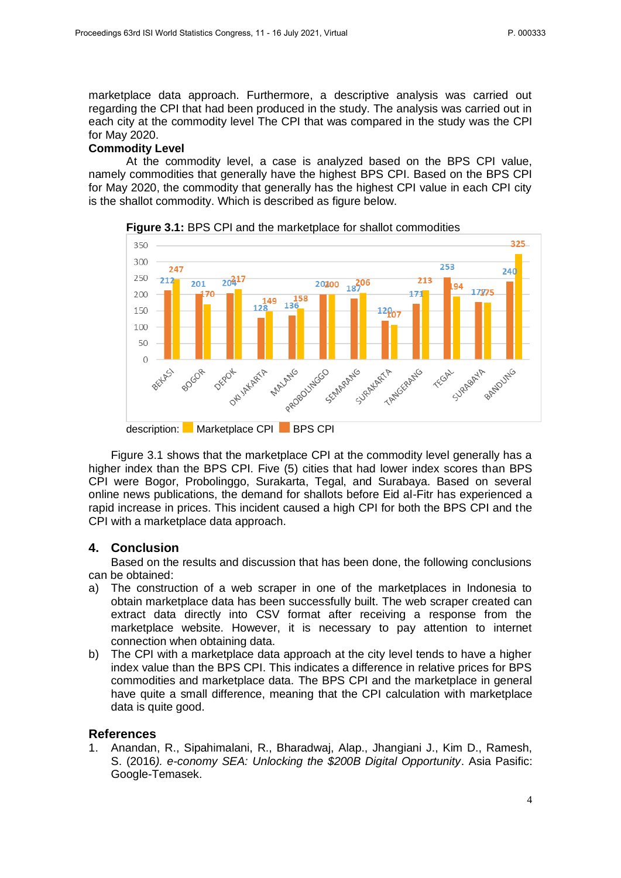marketplace data approach. Furthermore, a descriptive analysis was carried out regarding the CPI that had been produced in the study. The analysis was carried out in each city at the commodity level The CPI that was compared in the study was the CPI for May 2020.

**Commodity Level**

At the commodity level, a case is analyzed based on the BPS CPI value, namely commodities that generally have the highest BPS CPI. Based on the BPS CPI for May 2020, the commodity that generally has the highest CPI value in each CPI city is the shallot commodity. Which is described as figure below.

**Figure 3.1:** BPS CPI and the marketplace for shallot commodities

| City | BPS CPI | Marketplace CPI |
|---|---|---|
| BEKASI | 212 | 247 |
| BOGOR | 201 | 170 |
| DEPOK | 204 | 217 |
| DKI JAKARTA | 128 | 149 |
| MALANG | 136 | 158 |
| PROBOLINGGO | 201 | 200 |
| SEMARANG | 187 | 206 |
| SURAKARTA | 120 | 107 |
| TANGERANG | 171 | 213 |
| TEGAL | 253 | 194 |
| SURABAYA | 177 | 175 |
| BANDUNG | 240 | 325 |

description: Marketplace CPI, BPS CPI

Figure 3.1 shows that the marketplace CPI at the commodity level generally has a higher index than the BPS CPI. Five (5) cities that had lower index scores than BPS CPI were Bogor, Probolinggo, Surakarta, Tegal, and Surabaya. Based on several online news publications, the demand for shallots before Eid al-Fitr has experienced a rapid increase in prices. This incident caused a high CPI for both the BPS CPI and the CPI with a marketplace data approach.

## 4. Conclusion

Based on the results and discussion that has been done, the following conclusions can be obtained:

a) The construction of a web scraper in one of the marketplaces in Indonesia to obtain marketplace data has been successfully built. The web scraper created can extract data directly into CSV format after receiving a response from the marketplace website. However, it is necessary to pay attention to internet connection when obtaining data.

b) The CPI with a marketplace data approach at the city level tends to have a higher index value than the BPS CPI. This indicates a difference in relative prices for BPS commodities and marketplace data. The BPS CPI and the marketplace in general have quite a small difference, meaning that the CPI calculation with marketplace data is quite good.

## References

1. Anandan, R., Sipahimalani, R., Bharadwaj, Alap., Jhangiani J., Kim D., Ramesh, S. (2016*). e-conomy SEA: Unlocking the $200B Digital Opportunity*. Asia Pasific: Google-Temasek.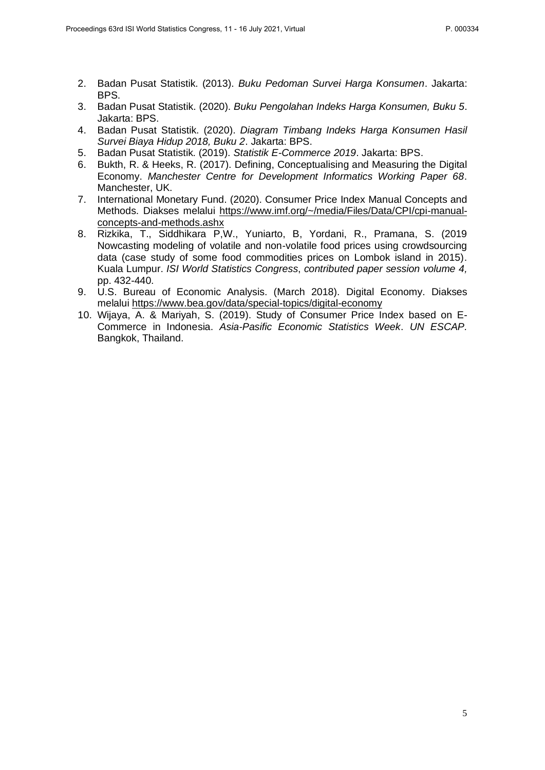2. Badan Pusat Statistik. (2013). *Buku Pedoman Survei Harga Konsumen*. Jakarta: BPS.
3. Badan Pusat Statistik. (2020). *Buku Pengolahan Indeks Harga Konsumen, Buku 5*. Jakarta: BPS.
4. Badan Pusat Statistik. (2020). *Diagram Timbang Indeks Harga Konsumen Hasil Survei Biaya Hidup 2018, Buku 2*. Jakarta: BPS.
5. Badan Pusat Statistik. (2019). *Statistik E-Commerce 2019*. Jakarta: BPS.
6. Bukth, R. & Heeks, R. (2017). Defining, Conceptualising and Measuring the Digital Economy. *Manchester Centre for Development Informatics Working Paper 68*. Manchester, UK.
7. International Monetary Fund. (2020). Consumer Price Index Manual Concepts and Methods. Diakses melalui https://www.imf.org/~/media/Files/Data/CPI/cpi-manual-concepts-and-methods.ashx
8. Rizkika, T., Siddhikara P,W., Yuniarto, B, Yordani, R., Pramana, S. (2019 Nowcasting modeling of volatile and non-volatile food prices using crowdsourcing data (case study of some food commodities prices on Lombok island in 2015). Kuala Lumpur. *ISI World Statistics Congress*, *contributed paper session volume 4,* pp. 432-440.
9. U.S. Bureau of Economic Analysis. (March 2018). Digital Economy. Diakses melalui https://www.bea.gov/data/special-topics/digital-economy
10. Wijaya, A. & Mariyah, S. (2019). Study of Consumer Price Index based on E-Commerce in Indonesia. *Asia-Pasific Economic Statistics Week*. *UN ESCAP.* Bangkok, Thailand.